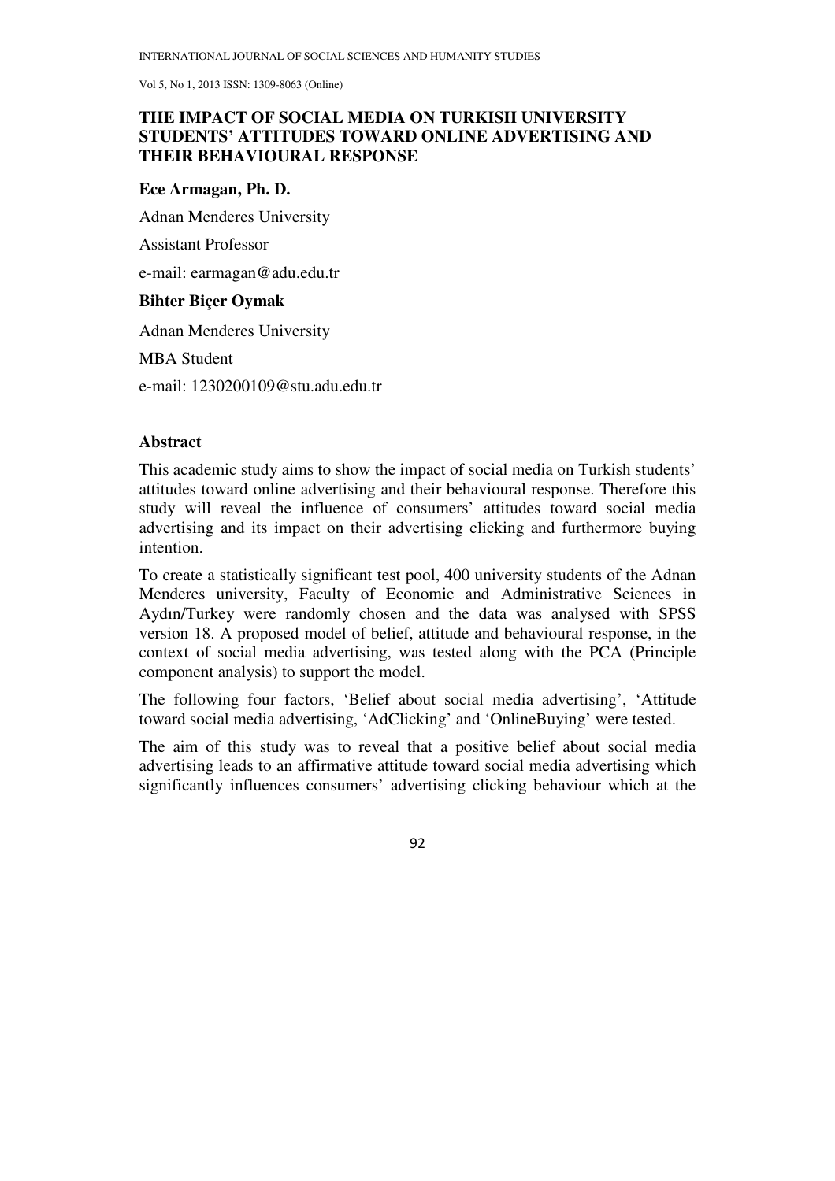# THE IMPACT OF SOCIAL MEDIA ON TURKISH UNIVERSITY STUDENTS' ATTITUDES TOWARD ONLINE ADVERTISING AND THEIR BEHAVIOURAL RESPONSE

**Ece Armagan, Ph. D.**

Adnan Menderes University

Assistant Professor

e-mail: earmagan@adu.edu.tr

**Bihter Biçer Oymak**

Adnan Menderes University

MBA Student

e-mail: 1230200109@stu.adu.edu.tr

## Abstract

This academic study aims to show the impact of social media on Turkish students' attitudes toward online advertising and their behavioural response. Therefore this study will reveal the influence of consumers' attitudes toward social media advertising and its impact on their advertising clicking and furthermore buying intention.

To create a statistically significant test pool, 400 university students of the Adnan Menderes university, Faculty of Economic and Administrative Sciences in Aydın/Turkey were randomly chosen and the data was analysed with SPSS version 18. A proposed model of belief, attitude and behavioural response, in the context of social media advertising, was tested along with the PCA (Principle component analysis) to support the model.

The following four factors, 'Belief about social media advertising', 'Attitude toward social media advertising, 'AdClicking' and 'OnlineBuying' were tested.

The aim of this study was to reveal that a positive belief about social media advertising leads to an affirmative attitude toward social media advertising which significantly influences consumers' advertising clicking behaviour which at the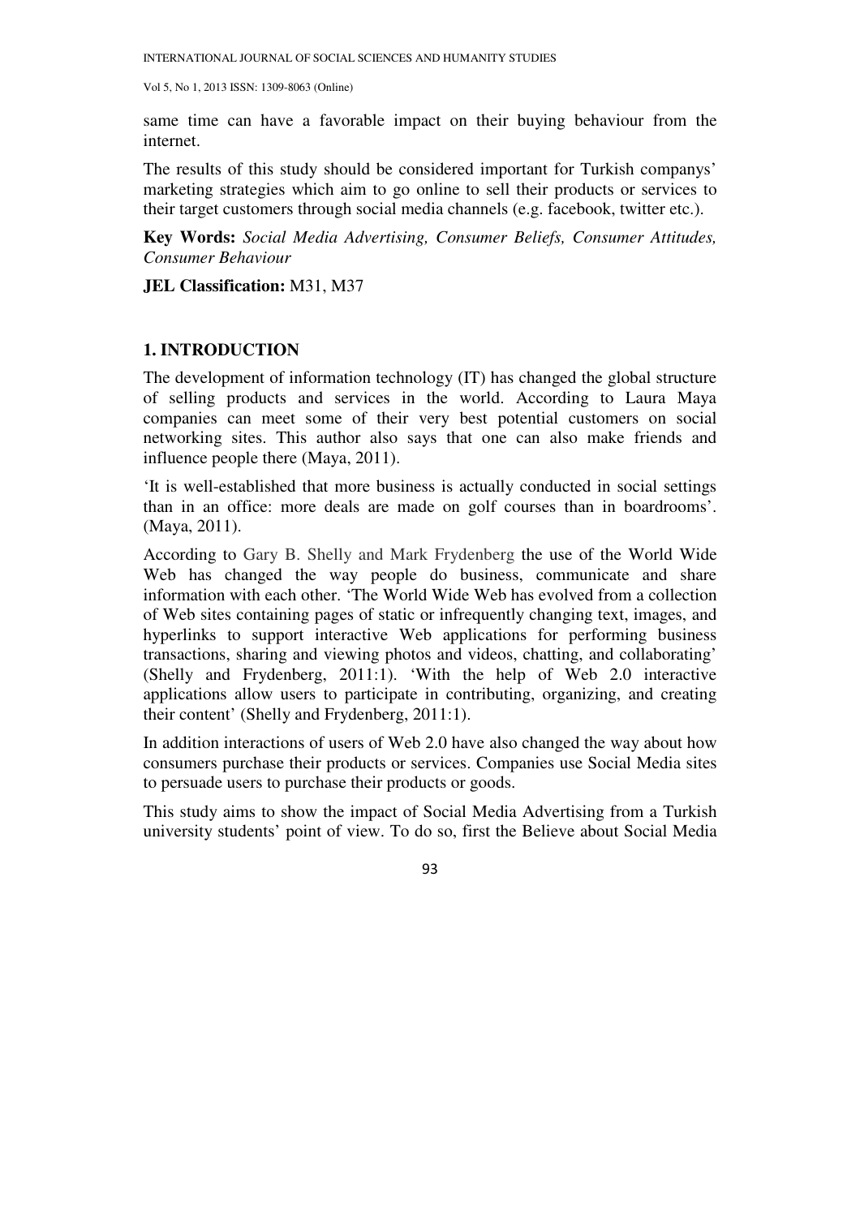same time can have a favorable impact on their buying behaviour from the internet.

The results of this study should be considered important for Turkish companys' marketing strategies which aim to go online to sell their products or services to their target customers through social media channels (e.g. facebook, twitter etc.).

**Key Words:** *Social Media Advertising, Consumer Beliefs, Consumer Attitudes, Consumer Behaviour*

**JEL Classification:** M31, M37

## 1. INTRODUCTION

The development of information technology (IT) has changed the global structure of selling products and services in the world. According to Laura Maya companies can meet some of their very best potential customers on social networking sites. This author also says that one can also make friends and influence people there (Maya, 2011).

'It is well-established that more business is actually conducted in social settings than in an office: more deals are made on golf courses than in boardrooms'. (Maya, 2011).

According to Gary B. Shelly and Mark Frydenberg the use of the World Wide Web has changed the way people do business, communicate and share information with each other. 'The World Wide Web has evolved from a collection of Web sites containing pages of static or infrequently changing text, images, and hyperlinks to support interactive Web applications for performing business transactions, sharing and viewing photos and videos, chatting, and collaborating' (Shelly and Frydenberg, 2011:1). 'With the help of Web 2.0 interactive applications allow users to participate in contributing, organizing, and creating their content' (Shelly and Frydenberg, 2011:1).

In addition interactions of users of Web 2.0 have also changed the way about how consumers purchase their products or services. Companies use Social Media sites to persuade users to purchase their products or goods.

This study aims to show the impact of Social Media Advertising from a Turkish university students' point of view. To do so, first the Believe about Social Media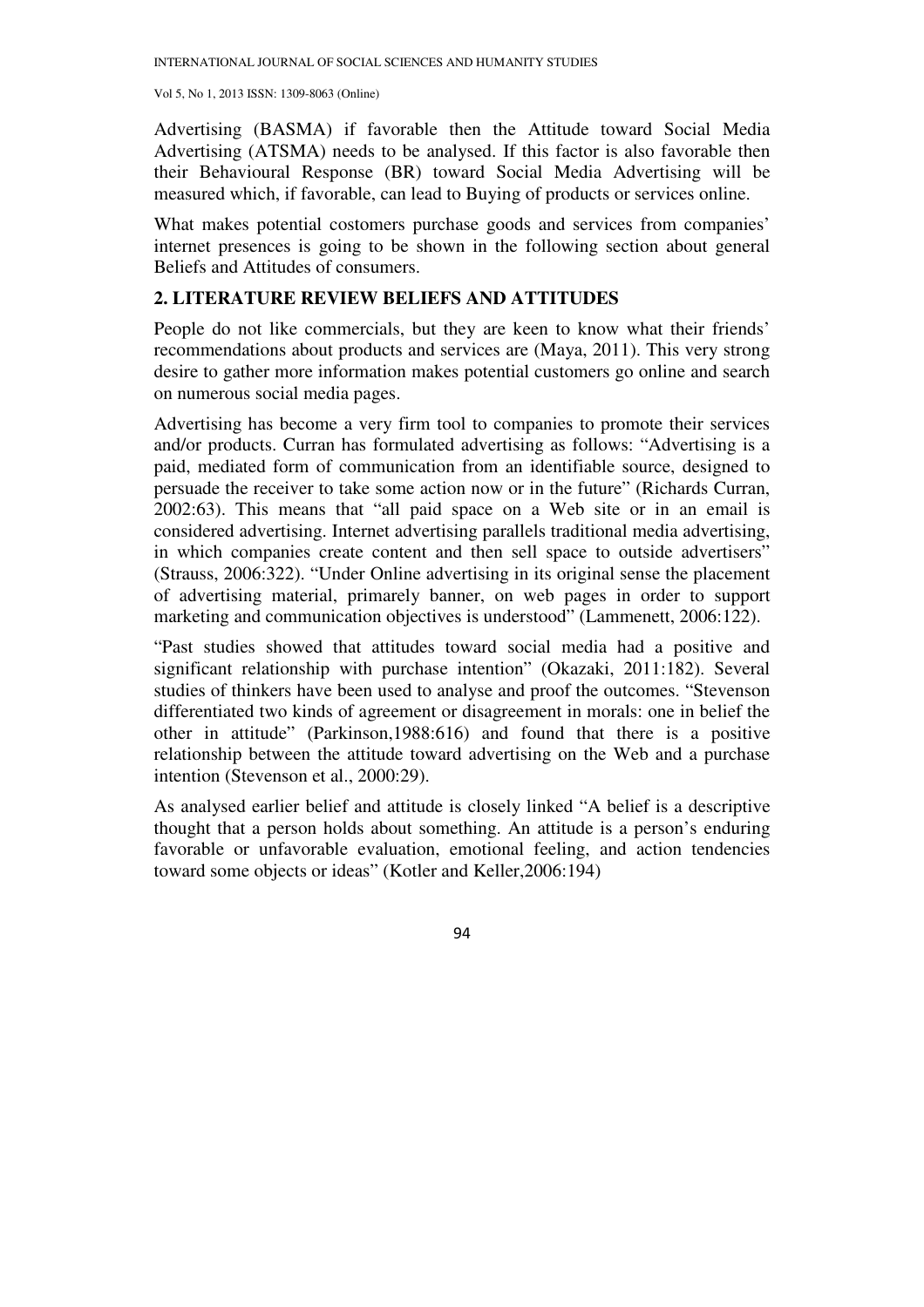Advertising (BASMA) if favorable then the Attitude toward Social Media Advertising (ATSMA) needs to be analysed. If this factor is also favorable then their Behavioural Response (BR) toward Social Media Advertising will be measured which, if favorable, can lead to Buying of products or services online.

What makes potential costomers purchase goods and services from companies' internet presences is going to be shown in the following section about general Beliefs and Attitudes of consumers.

## 2. LITERATURE REVIEW BELIEFS AND ATTITUDES

People do not like commercials, but they are keen to know what their friends' recommendations about products and services are (Maya, 2011). This very strong desire to gather more information makes potential customers go online and search on numerous social media pages.

Advertising has become a very firm tool to companies to promote their services and/or products. Curran has formulated advertising as follows: "Advertising is a paid, mediated form of communication from an identifiable source, designed to persuade the receiver to take some action now or in the future" (Richards Curran, 2002:63). This means that "all paid space on a Web site or in an email is considered advertising. Internet advertising parallels traditional media advertising, in which companies create content and then sell space to outside advertisers" (Strauss, 2006:322). "Under Online advertising in its original sense the placement of advertising material, primarely banner, on web pages in order to support marketing and communication objectives is understood" (Lammenett, 2006:122).

"Past studies showed that attitudes toward social media had a positive and significant relationship with purchase intention" (Okazaki, 2011:182). Several studies of thinkers have been used to analyse and proof the outcomes. "Stevenson differentiated two kinds of agreement or disagreement in morals: one in belief the other in attitude" (Parkinson,1988:616) and found that there is a positive relationship between the attitude toward advertising on the Web and a purchase intention (Stevenson et al., 2000:29).

As analysed earlier belief and attitude is closely linked "A belief is a descriptive thought that a person holds about something. An attitude is a person's enduring favorable or unfavorable evaluation, emotional feeling, and action tendencies toward some objects or ideas" (Kotler and Keller,2006:194)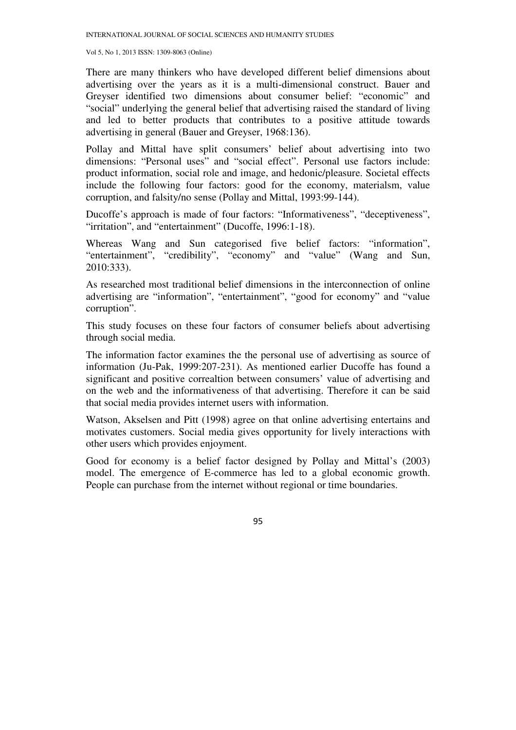There are many thinkers who have developed different belief dimensions about advertising over the years as it is a multi-dimensional construct. Bauer and Greyser identified two dimensions about consumer belief: "economic" and "social" underlying the general belief that advertising raised the standard of living and led to better products that contributes to a positive attitude towards advertising in general (Bauer and Greyser, 1968:136).

Pollay and Mittal have split consumers' belief about advertising into two dimensions: "Personal uses" and "social effect". Personal use factors include: product information, social role and image, and hedonic/pleasure. Societal effects include the following four factors: good for the economy, materialsm, value corruption, and falsity/no sense (Pollay and Mittal, 1993:99-144).

Ducoffe's approach is made of four factors: "Informativeness", "deceptiveness", "irritation", and "entertainment" (Ducoffe, 1996:1-18).

Whereas Wang and Sun categorised five belief factors: "information", "entertainment", "credibility", "economy" and "value" (Wang and Sun, 2010:333).

As researched most traditional belief dimensions in the interconnection of online advertising are "information", "entertainment", "good for economy" and "value corruption".

This study focuses on these four factors of consumer beliefs about advertising through social media.

The information factor examines the the personal use of advertising as source of information (Ju-Pak, 1999:207-231). As mentioned earlier Ducoffe has found a significant and positive correaltion between consumers' value of advertising and on the web and the informativeness of that advertising. Therefore it can be said that social media provides internet users with information.

Watson, Akselsen and Pitt (1998) agree on that online advertising entertains and motivates customers. Social media gives opportunity for lively interactions with other users which provides enjoyment.

Good for economy is a belief factor designed by Pollay and Mittal's (2003) model. The emergence of E-commerce has led to a global economic growth. People can purchase from the internet without regional or time boundaries.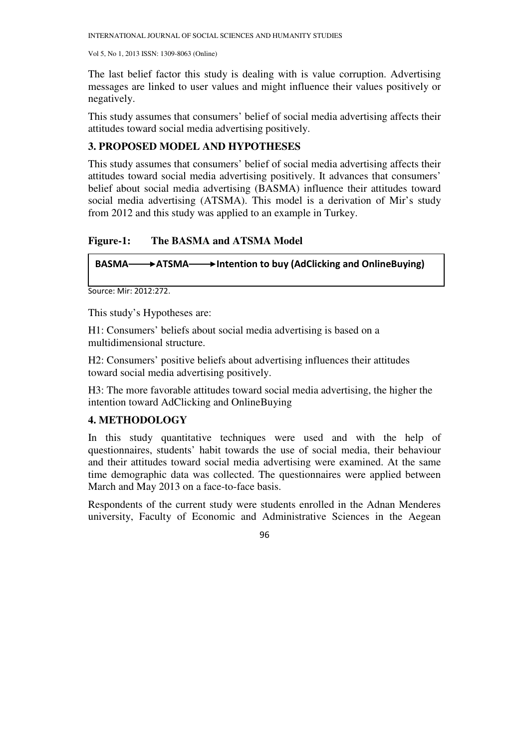The last belief factor this study is dealing with is value corruption. Advertising messages are linked to user values and might influence their values positively or negatively.

This study assumes that consumers' belief of social media advertising affects their attitudes toward social media advertising positively.

## 3. PROPOSED MODEL AND HYPOTHESES

This study assumes that consumers' belief of social media advertising affects their attitudes toward social media advertising positively. It advances that consumers' belief about social media advertising (BASMA) influence their attitudes toward social media advertising (ATSMA). This model is a derivation of Mir's study from 2012 and this study was applied to an example in Turkey.

**Figure-1: The BASMA and ATSMA Model**

**BASMA ⟶ ATSMA ⟶ Intention to buy (AdClicking and OnlineBuying)**

Source: Mir: 2012:272.

This study's Hypotheses are:

H1: Consumers' beliefs about social media advertising is based on a multidimensional structure.

H2: Consumers' positive beliefs about advertising influences their attitudes toward social media advertising positively.

H3: The more favorable attitudes toward social media advertising, the higher the intention toward AdClicking and OnlineBuying

## 4. METHODOLOGY

In this study quantitative techniques were used and with the help of questionnaires, students' habit towards the use of social media, their behaviour and their attitudes toward social media advertising were examined. At the same time demographic data was collected. The questionnaires were applied between March and May 2013 on a face-to-face basis.

Respondents of the current study were students enrolled in the Adnan Menderes university, Faculty of Economic and Administrative Sciences in the Aegean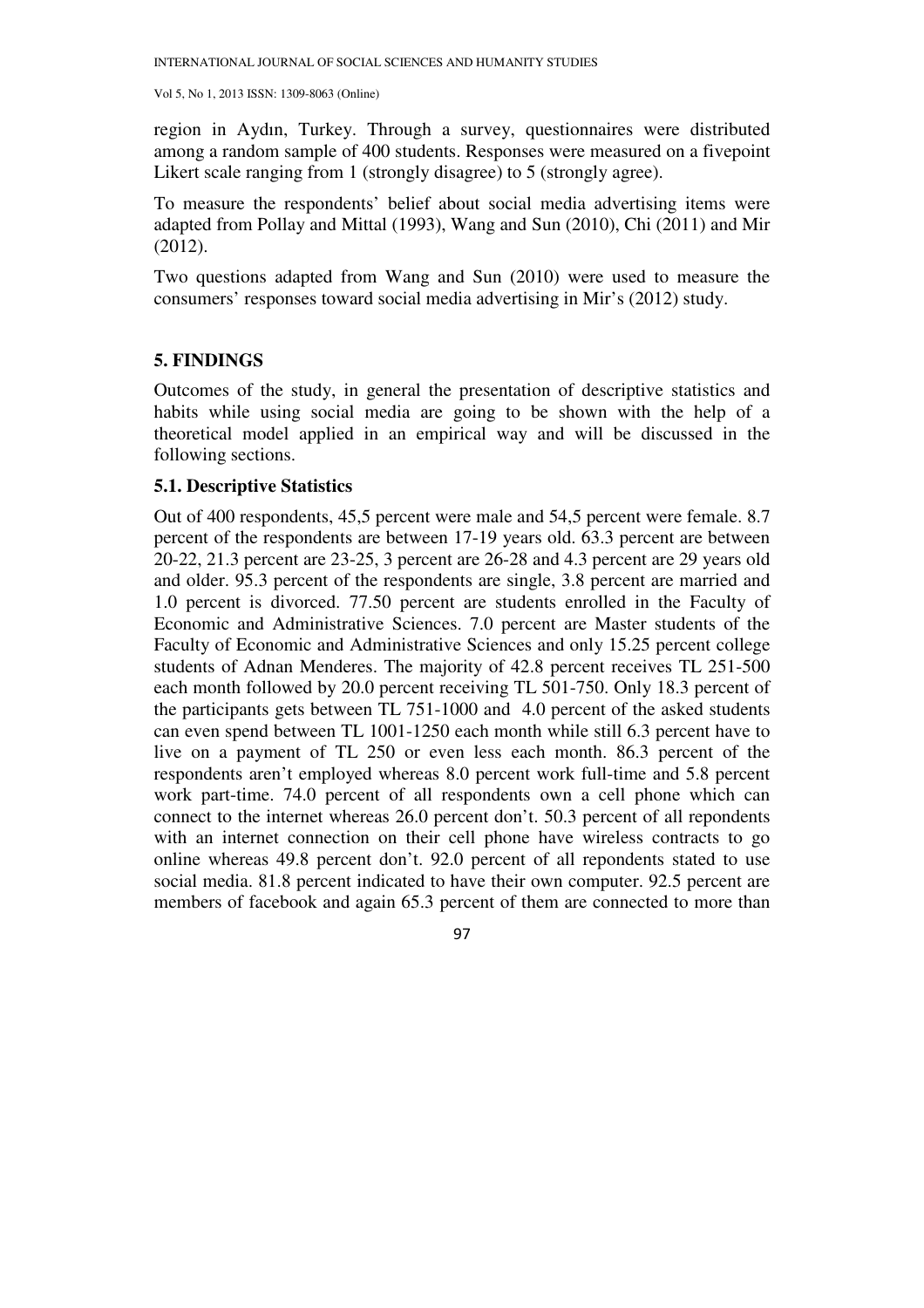region in Aydın, Turkey. Through a survey, questionnaires were distributed among a random sample of 400 students. Responses were measured on a fivepoint Likert scale ranging from 1 (strongly disagree) to 5 (strongly agree).

To measure the respondents' belief about social media advertising items were adapted from Pollay and Mittal (1993), Wang and Sun (2010), Chi (2011) and Mir (2012).

Two questions adapted from Wang and Sun (2010) were used to measure the consumers' responses toward social media advertising in Mir's (2012) study.

## 5. FINDINGS

Outcomes of the study, in general the presentation of descriptive statistics and habits while using social media are going to be shown with the help of a theoretical model applied in an empirical way and will be discussed in the following sections.

### 5.1. Descriptive Statistics

Out of 400 respondents, 45,5 percent were male and 54,5 percent were female. 8.7 percent of the respondents are between 17-19 years old. 63.3 percent are between 20-22, 21.3 percent are 23-25, 3 percent are 26-28 and 4.3 percent are 29 years old and older. 95.3 percent of the respondents are single, 3.8 percent are married and 1.0 percent is divorced. 77.50 percent are students enrolled in the Faculty of Economic and Administrative Sciences. 7.0 percent are Master students of the Faculty of Economic and Administrative Sciences and only 15.25 percent college students of Adnan Menderes. The majority of 42.8 percent receives TL 251-500 each month followed by 20.0 percent receiving TL 501-750. Only 18.3 percent of the participants gets between TL 751-1000 and 4.0 percent of the asked students can even spend between TL 1001-1250 each month while still 6.3 percent have to live on a payment of TL 250 or even less each month. 86.3 percent of the respondents aren't employed whereas 8.0 percent work full-time and 5.8 percent work part-time. 74.0 percent of all respondents own a cell phone which can connect to the internet whereas 26.0 percent don't. 50.3 percent of all repondents with an internet connection on their cell phone have wireless contracts to go online whereas 49.8 percent don't. 92.0 percent of all repondents stated to use social media. 81.8 percent indicated to have their own computer. 92.5 percent are members of facebook and again 65.3 percent of them are connected to more than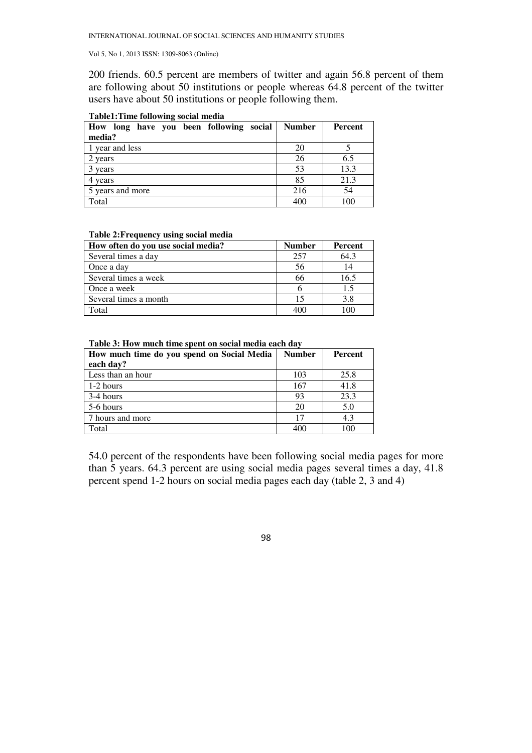200 friends. 60.5 percent are members of twitter and again 56.8 percent of them are following about 50 institutions or people whereas 64.8 percent of the twitter users have about 50 institutions or people following them.

**Table1:Time following social media**

| How long have you been following social media? | Number | Percent |
|---|---|---|
| 1 year and less | 20 | 5 |
| 2 years | 26 | 6.5 |
| 3 years | 53 | 13.3 |
| 4 years | 85 | 21.3 |
| 5 years and more | 216 | 54 |
| Total | 400 | 100 |

**Table 2:Frequency using social media**

| How often do you use social media? | Number | Percent |
|---|---|---|
| Several times a day | 257 | 64.3 |
| Once a day | 56 | 14 |
| Several times a week | 66 | 16.5 |
| Once a week | 6 | 1.5 |
| Several times a month | 15 | 3.8 |
| Total | 400 | 100 |

**Table 3: How much time spent on social media each day**

| How much time do you spend on Social Media each day? | Number | Percent |
|---|---|---|
| Less than an hour | 103 | 25.8 |
| 1-2 hours | 167 | 41.8 |
| 3-4 hours | 93 | 23.3 |
| 5-6 hours | 20 | 5.0 |
| 7 hours and more | 17 | 4.3 |
| Total | 400 | 100 |

54.0 percent of the respondents have been following social media pages for more than 5 years. 64.3 percent are using social media pages several times a day, 41.8 percent spend 1-2 hours on social media pages each day (table 2, 3 and 4)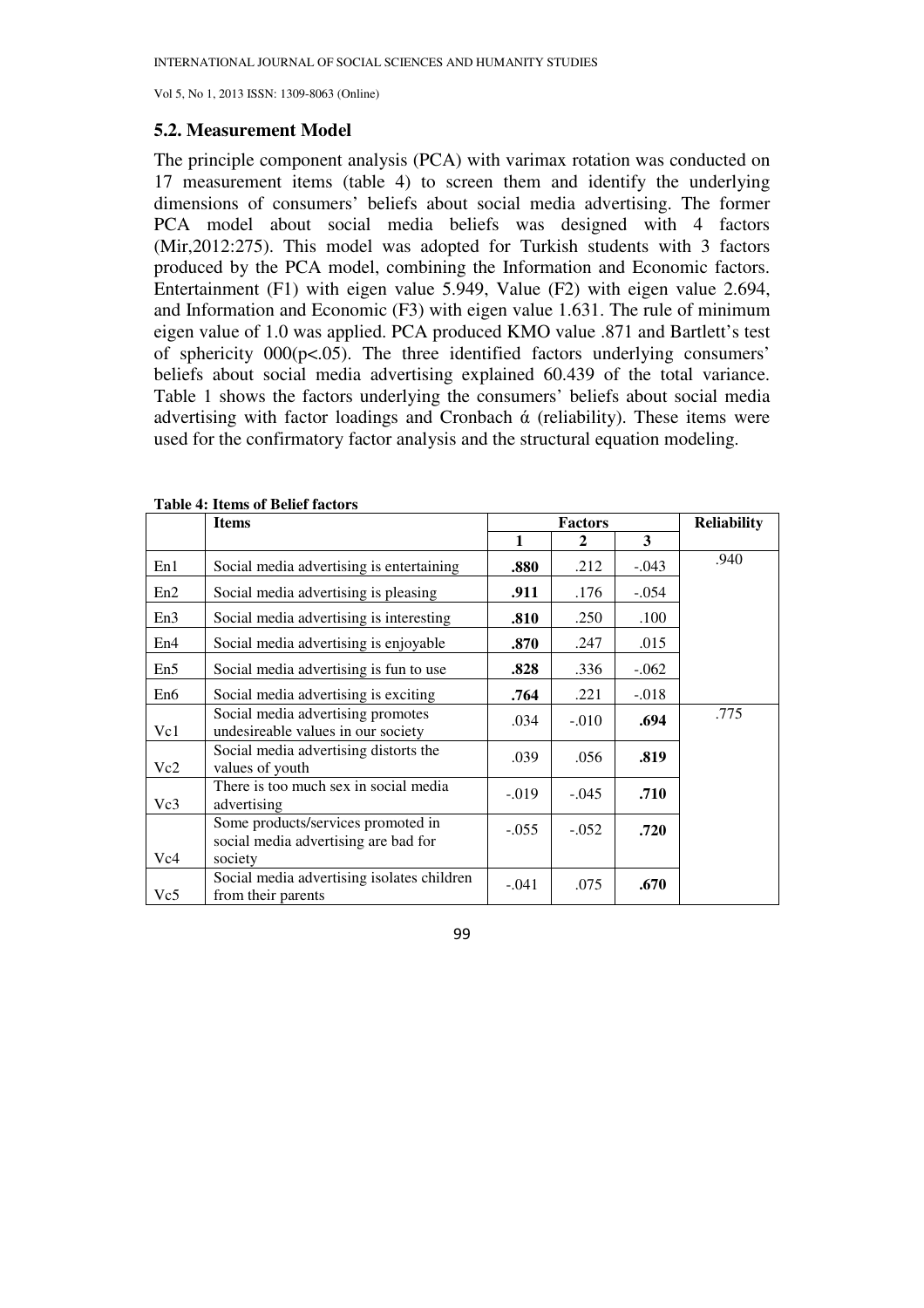## 5.2. Measurement Model

The principle component analysis (PCA) with varimax rotation was conducted on 17 measurement items (table 4) to screen them and identify the underlying dimensions of consumers' beliefs about social media advertising. The former PCA model about social media beliefs was designed with 4 factors (Mir,2012:275). This model was adopted for Turkish students with 3 factors produced by the PCA model, combining the Information and Economic factors. Entertainment (F1) with eigen value 5.949, Value (F2) with eigen value 2.694, and Information and Economic (F3) with eigen value 1.631. The rule of minimum eigen value of 1.0 was applied. PCA produced KMO value .871 and Bartlett's test of sphericity 000($p<.05$). The three identified factors underlying consumers' beliefs about social media advertising explained 60.439 of the total variance. Table 1 shows the factors underlying the consumers' beliefs about social media advertising with factor loadings and Cronbach ά (reliability). These items were used for the confirmatory factor analysis and the structural equation modeling.

**Table 4: Items of Belief factors**

| | Items | Factors | | | Reliability |
|---|---|---|---|---|---|
| | | 1 | 2 | 3 | |
| En1 | Social media advertising is entertaining | **.880** | .212 | -.043 | .940 |
| En2 | Social media advertising is pleasing | **.911** | .176 | -.054 | |
| En3 | Social media advertising is interesting | **.810** | .250 | .100 | |
| En4 | Social media advertising is enjoyable | **.870** | .247 | .015 | |
| En5 | Social media advertising is fun to use | **.828** | .336 | -.062 | |
| En6 | Social media advertising is exciting | **.764** | .221 | -.018 | |
| Vc1 | Social media advertising promotes undesireable values in our society | .034 | -.010 | **.694** | .775 |
| Vc2 | Social media advertising distorts the values of youth | .039 | .056 | **.819** | |
| Vc3 | There is too much sex in social media advertising | -.019 | -.045 | **.710** | |
| Vc4 | Some products/services promoted in social media advertising are bad for society | -.055 | -.052 | **.720** | |
| Vc5 | Social media advertising isolates children from their parents | -.041 | .075 | **.670** | |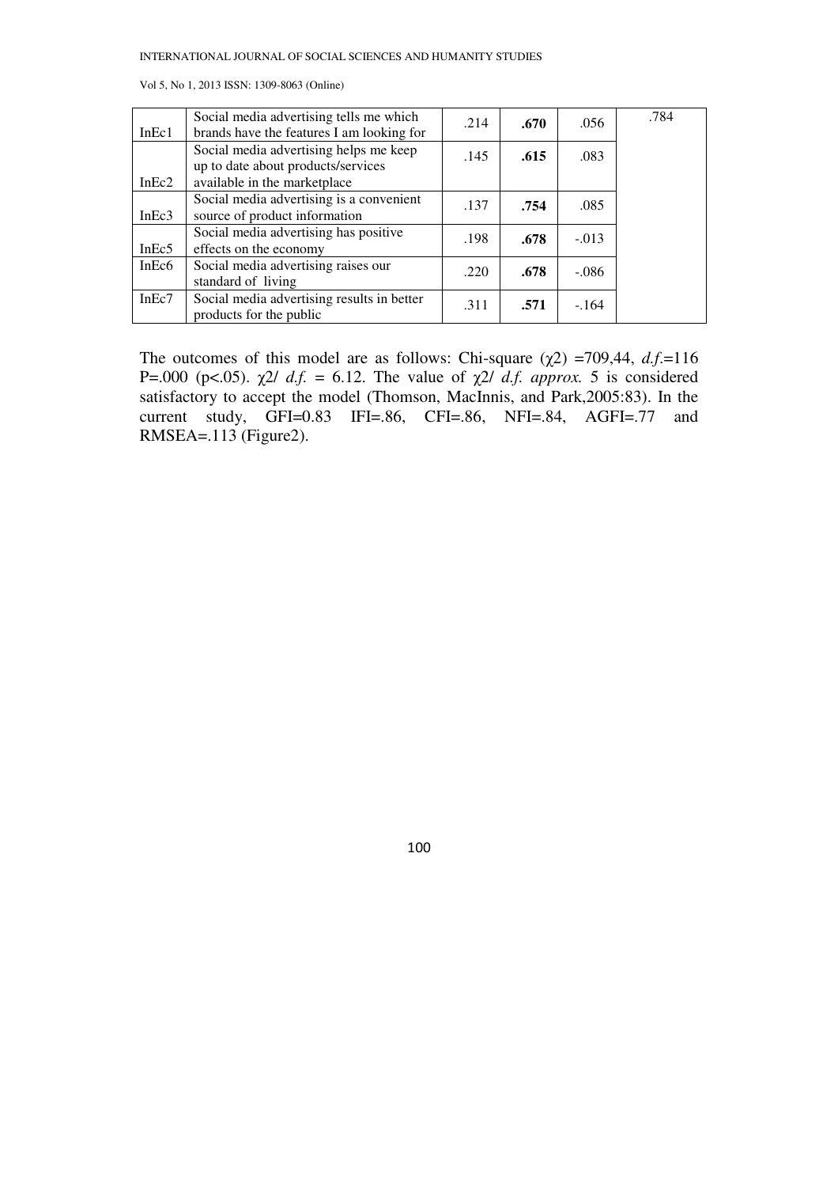| | | | | | |
|---|---|---|---|---|---|
| InEc1 | Social media advertising tells me which brands have the features I am looking for | .214 | **.670** | .056 | .784 |
| InEc2 | Social media advertising helps me keep up to date about products/services available in the marketplace | .145 | **.615** | .083 | |
| InEc3 | Social media advertising is a convenient source of product information | .137 | **.754** | .085 | |
| InEc5 | Social media advertising has positive effects on the economy | .198 | **.678** | -.013 | |
| InEc6 | Social media advertising raises our standard of living | .220 | **.678** | -.086 | |
| InEc7 | Social media advertising results in better products for the public | .311 | **.571** | -.164 | |

The outcomes of this model are as follows: Chi-square ($\chi 2$) =709,44, *d.f.*=116 P=.000 (p<.05). $\chi 2$/ *d.f.* = 6.12. The value of $\chi 2$/ *d.f. approx.* 5 is considered satisfactory to accept the model (Thomson, MacInnis, and Park,2005:83). In the current study, GFI=0.83 IFI=.86, CFI=.86, NFI=.84, AGFI=.77 and RMSEA=.113 (Figure2).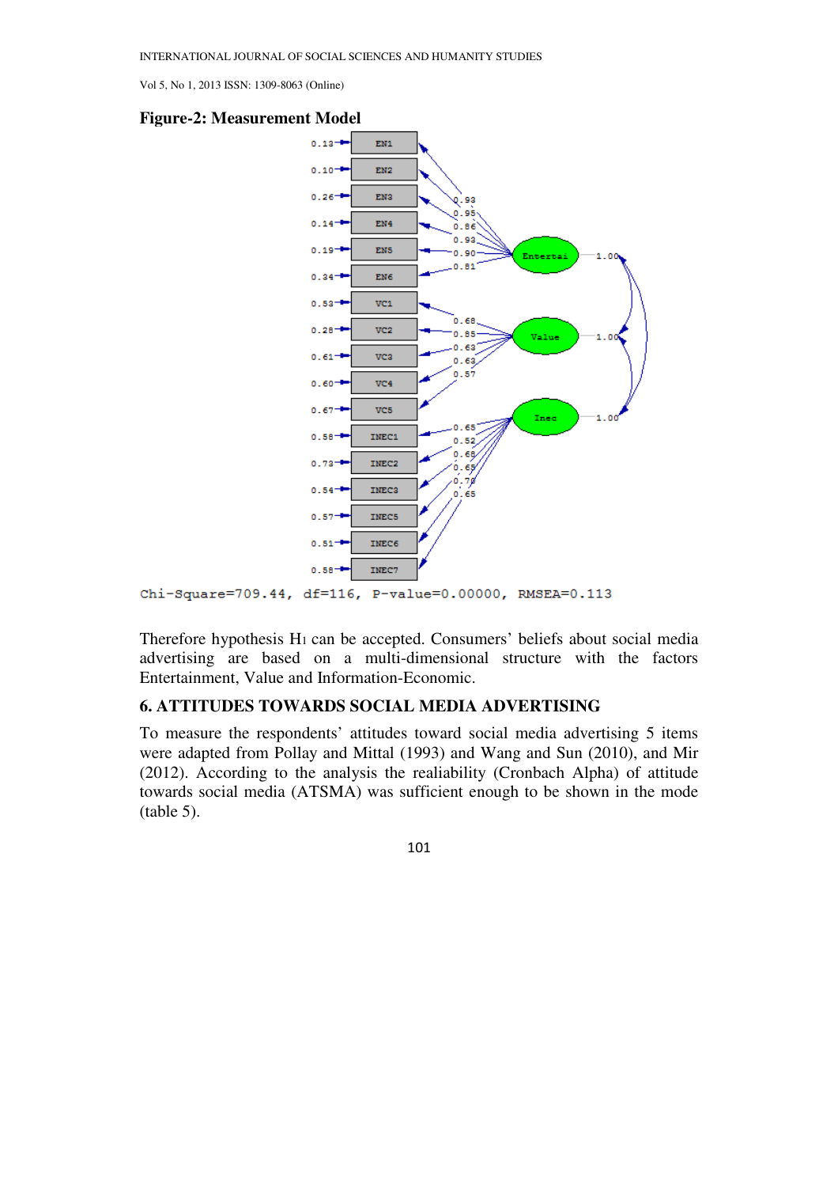**Figure-2: Measurement Model**

Chi-Square=709.44, df=116, P-value=0.00000, RMSEA=0.113

Therefore hypothesis $H_1$ can be accepted. Consumers' beliefs about social media advertising are based on a multi-dimensional structure with the factors Entertainment, Value and Information-Economic.

### 6. ATTITUDES TOWARDS SOCIAL MEDIA ADVERTISING

To measure the respondents' attitudes toward social media advertising 5 items were adapted from Pollay and Mittal (1993) and Wang and Sun (2010), and Mir (2012). According to the analysis the realiability (Cronbach Alpha) of attitude towards social media (ATSMA) was sufficient enough to be shown in the mode (table 5).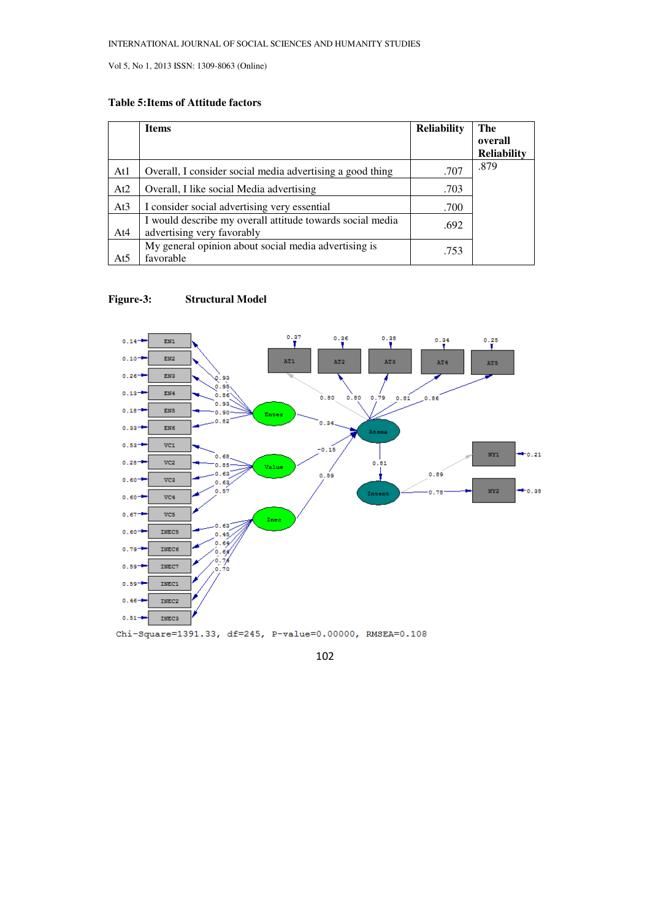**Table 5:Items of Attitude factors**

| | Items | Reliability | The overall Reliability |
|---|---|---|---|
| At1 | Overall, I consider social media advertising a good thing | .707 | .879 |
| At2 | Overall, I like social Media advertising | .703 | |
| At3 | I consider social advertising very essential | .700 | |
| At4 | I would describe my overall attitude towards social media advertising very favorably | .692 | |
| At5 | My general opinion about social media advertising is favorable | .753 | |

**Figure-3: Structural Model**

Chi-Square=1391.33, df=245, P-value=0.00000, RMSEA=0.108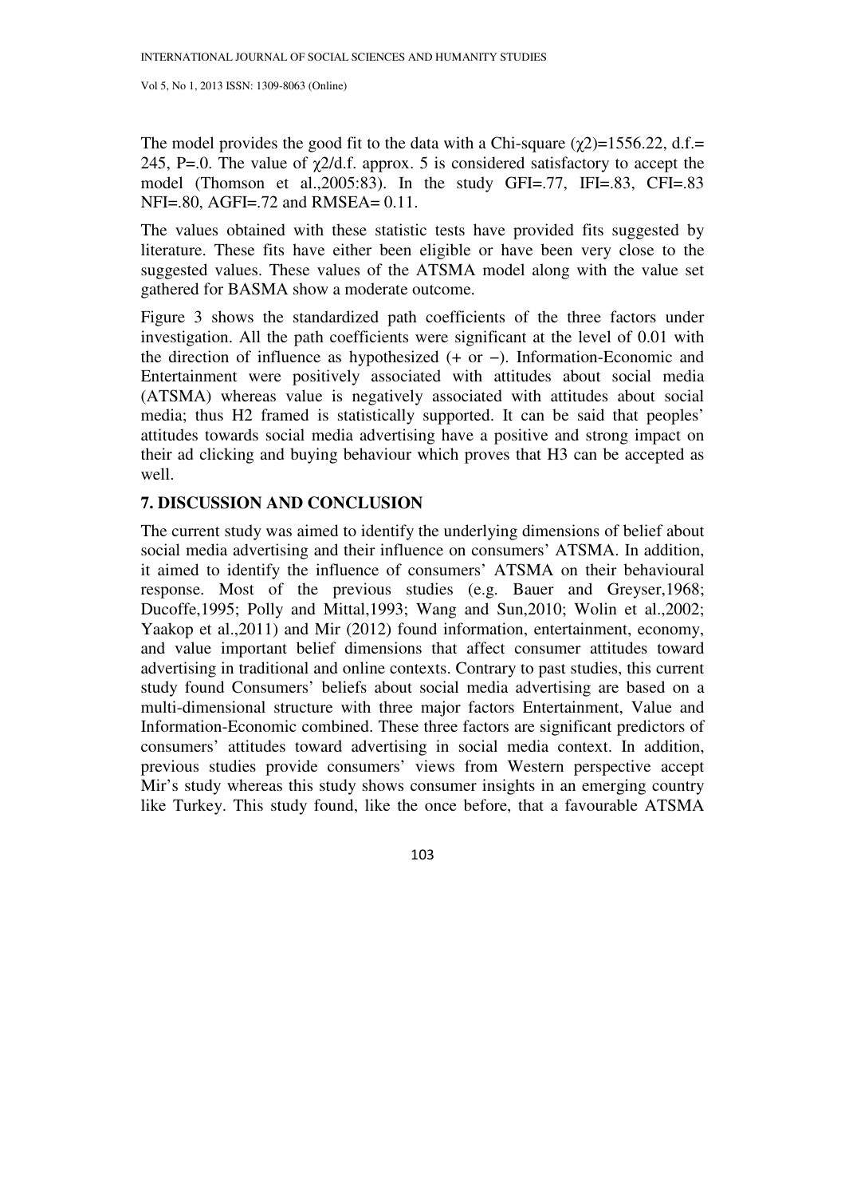The model provides the good fit to the data with a Chi-square ($\chi2$)=1556.22, d.f.= 245, P=.0. The value of $\chi2$/d.f. approx. 5 is considered satisfactory to accept the model (Thomson et al.,2005:83). In the study GFI=.77, IFI=.83, CFI=.83 NFI=.80, AGFI=.72 and RMSEA= 0.11.

The values obtained with these statistic tests have provided fits suggested by literature. These fits have either been eligible or have been very close to the suggested values. These values of the ATSMA model along with the value set gathered for BASMA show a moderate outcome.

Figure 3 shows the standardized path coefficients of the three factors under investigation. All the path coefficients were significant at the level of 0.01 with the direction of influence as hypothesized (+ or −). Information-Economic and Entertainment were positively associated with attitudes about social media (ATSMA) whereas value is negatively associated with attitudes about social media; thus H2 framed is statistically supported. It can be said that peoples' attitudes towards social media advertising have a positive and strong impact on their ad clicking and buying behaviour which proves that H3 can be accepted as well.

## 7. DISCUSSION AND CONCLUSION

The current study was aimed to identify the underlying dimensions of belief about social media advertising and their influence on consumers' ATSMA. In addition, it aimed to identify the influence of consumers' ATSMA on their behavioural response. Most of the previous studies (e.g. Bauer and Greyser,1968; Ducoffe,1995; Polly and Mittal,1993; Wang and Sun,2010; Wolin et al.,2002; Yaakop et al.,2011) and Mir (2012) found information, entertainment, economy, and value important belief dimensions that affect consumer attitudes toward advertising in traditional and online contexts. Contrary to past studies, this current study found Consumers' beliefs about social media advertising are based on a multi-dimensional structure with three major factors Entertainment, Value and Information-Economic combined. These three factors are significant predictors of consumers' attitudes toward advertising in social media context. In addition, previous studies provide consumers' views from Western perspective accept Mir's study whereas this study shows consumer insights in an emerging country like Turkey. This study found, like the once before, that a favourable ATSMA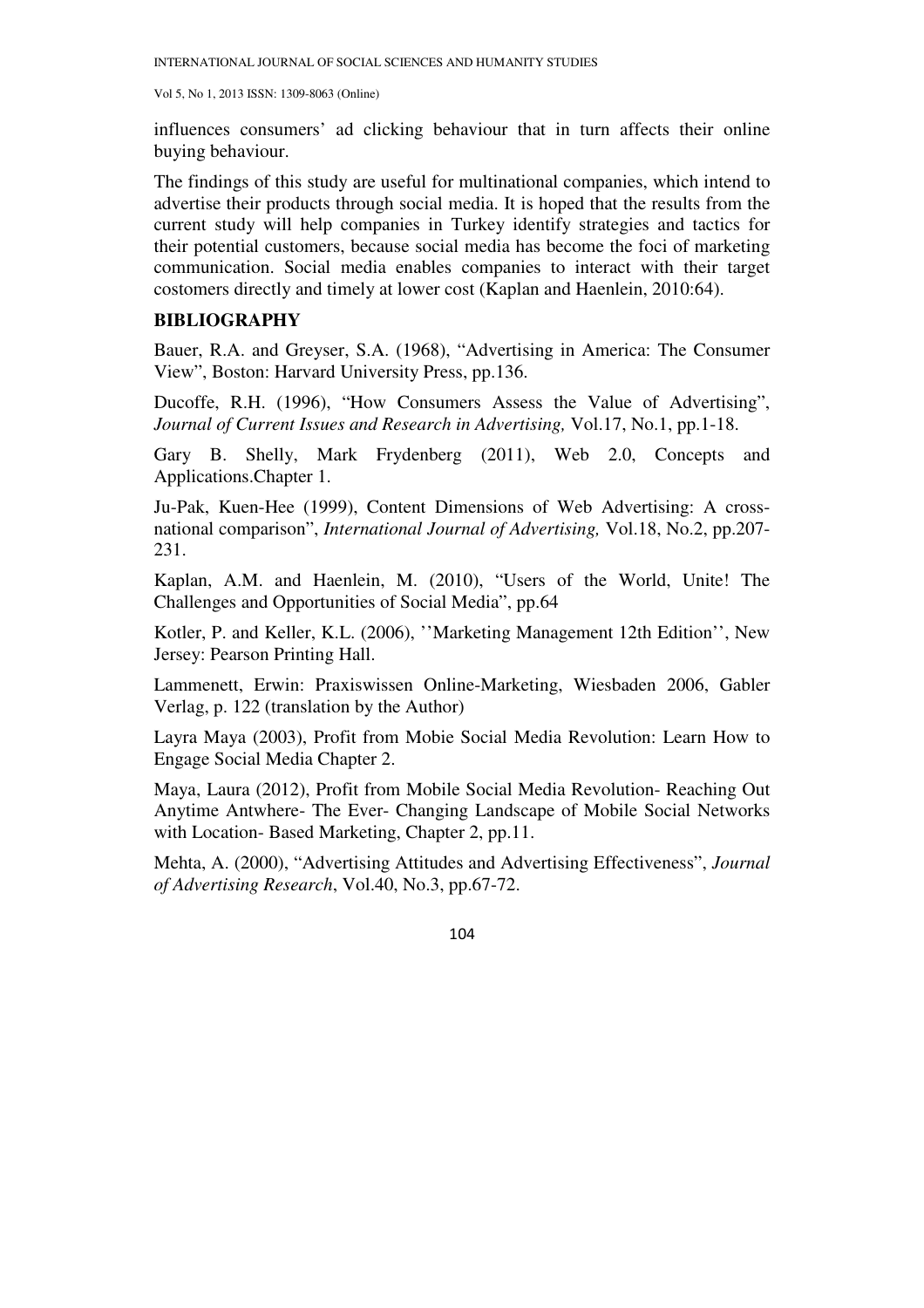influences consumers' ad clicking behaviour that in turn affects their online buying behaviour.

The findings of this study are useful for multinational companies, which intend to advertise their products through social media. It is hoped that the results from the current study will help companies in Turkey identify strategies and tactics for their potential customers, because social media has become the foci of marketing communication. Social media enables companies to interact with their target costomers directly and timely at lower cost (Kaplan and Haenlein, 2010:64).

## BIBLIOGRAPHY

Bauer, R.A. and Greyser, S.A. (1968), "Advertising in America: The Consumer View", Boston: Harvard University Press, pp.136.

Ducoffe, R.H. (1996), "How Consumers Assess the Value of Advertising", *Journal of Current Issues and Research in Advertising,* Vol.17, No.1, pp.1-18.

Gary B. Shelly, Mark Frydenberg (2011), Web 2.0, Concepts and Applications.Chapter 1.

Ju-Pak, Kuen-Hee (1999), Content Dimensions of Web Advertising: A cross-national comparison", *International Journal of Advertising,* Vol.18, No.2, pp.207-231.

Kaplan, A.M. and Haenlein, M. (2010), "Users of the World, Unite! The Challenges and Opportunities of Social Media", pp.64

Kotler, P. and Keller, K.L. (2006), ''Marketing Management 12th Edition'', New Jersey: Pearson Printing Hall.

Lammenett, Erwin: Praxiswissen Online-Marketing, Wiesbaden 2006, Gabler Verlag, p. 122 (translation by the Author)

Layra Maya (2003), Profit from Mobie Social Media Revolution: Learn How to Engage Social Media Chapter 2.

Maya, Laura (2012), Profit from Mobile Social Media Revolution- Reaching Out Anytime Antwhere- The Ever- Changing Landscape of Mobile Social Networks with Location- Based Marketing, Chapter 2, pp.11.

Mehta, A. (2000), "Advertising Attitudes and Advertising Effectiveness", *Journal of Advertising Research*, Vol.40, No.3, pp.67-72.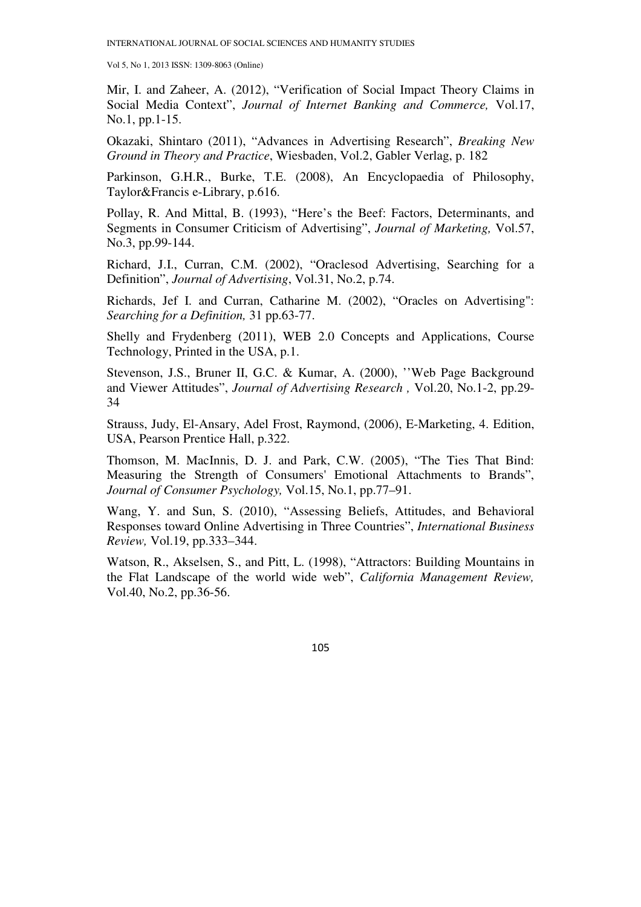Mir, I. and Zaheer, A. (2012), "Verification of Social Impact Theory Claims in Social Media Context", *Journal of Internet Banking and Commerce,* Vol.17, No.1, pp.1-15.

Okazaki, Shintaro (2011), "Advances in Advertising Research", *Breaking New Ground in Theory and Practice*, Wiesbaden, Vol.2, Gabler Verlag, p. 182

Parkinson, G.H.R., Burke, T.E. (2008), An Encyclopaedia of Philosophy, Taylor&Francis e-Library, p.616.

Pollay, R. And Mittal, B. (1993), "Here's the Beef: Factors, Determinants, and Segments in Consumer Criticism of Advertising", *Journal of Marketing,* Vol.57, No.3, pp.99-144.

Richard, J.I., Curran, C.M. (2002), "Oraclesod Advertising, Searching for a Definition", *Journal of Advertising*, Vol.31, No.2, p.74.

Richards, Jef I. and Curran, Catharine M. (2002), "Oracles on Advertising": *Searching for a Definition,* 31 pp.63-77.

Shelly and Frydenberg (2011), WEB 2.0 Concepts and Applications, Course Technology, Printed in the USA, p.1.

Stevenson, J.S., Bruner II, G.C. & Kumar, A. (2000), ''Web Page Background and Viewer Attitudes", *Journal of Advertising Research ,* Vol.20, No.1-2, pp.29-34

Strauss, Judy, El-Ansary, Adel Frost, Raymond, (2006), E-Marketing, 4. Edition, USA, Pearson Prentice Hall, p.322.

Thomson, M. MacInnis, D. J. and Park, C.W. (2005), "The Ties That Bind: Measuring the Strength of Consumers' Emotional Attachments to Brands", *Journal of Consumer Psychology,* Vol.15, No.1, pp.77–91.

Wang, Y. and Sun, S. (2010), "Assessing Beliefs, Attitudes, and Behavioral Responses toward Online Advertising in Three Countries", *International Business Review,* Vol.19, pp.333–344.

Watson, R., Akselsen, S., and Pitt, L. (1998), "Attractors: Building Mountains in the Flat Landscape of the world wide web", *California Management Review,* Vol.40, No.2, pp.36-56.